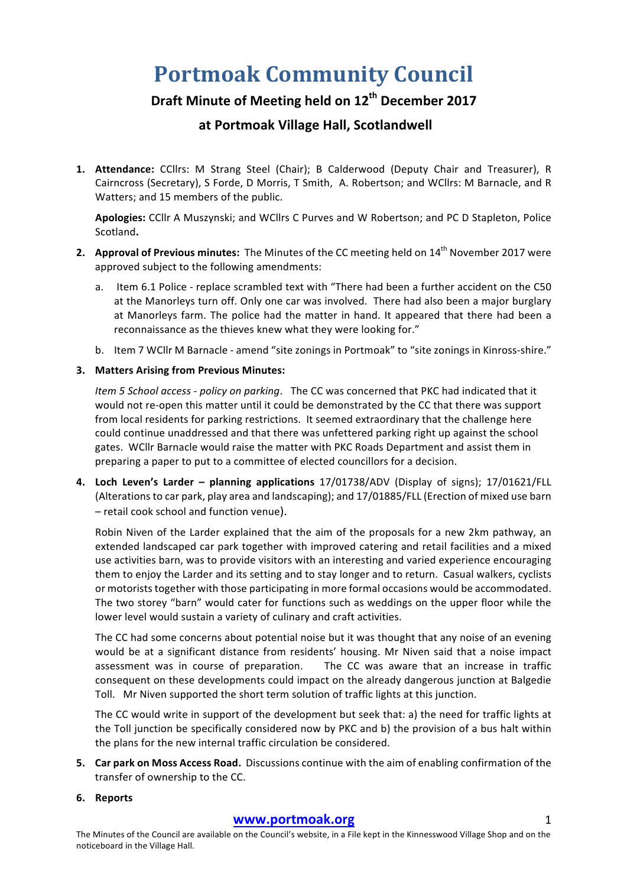# Portmoak Community Council

## Draft Minute of Meeting held on 12th December 2017

## at Portmoak Village Hall, Scotlandwell

1. **Attendance:** CCllrs: M Strang Steel (Chair); B Calderwood (Deputy Chair and Treasurer), R Cairncross (Secretary), S Forde, D Morris, T Smith, A. Robertson; and WCllrs: M Barnacle, and R Watters; and 15 members of the public.

   **Apologies:** CCllr A Muszynski; and WCllrs C Purves and W Robertson; and PC D Stapleton, Police Scotland**.**

2. **Approval of Previous minutes:** The Minutes of the CC meeting held on 14th November 2017 were approved subject to the following amendments:

   a. Item 6.1 Police - replace scrambled text with "There had been a further accident on the C50 at the Manorleys turn off. Only one car was involved. There had also been a major burglary at Manorleys farm. The police had the matter in hand. It appeared that there had been a reconnaissance as the thieves knew what they were looking for."

   b. Item 7 WCllr M Barnacle - amend "site zonings in Portmoak" to "site zonings in Kinross-shire."

3. **Matters Arising from Previous Minutes:**

   *Item 5 School access - policy on parking*. The CC was concerned that PKC had indicated that it would not re-open this matter until it could be demonstrated by the CC that there was support from local residents for parking restrictions. It seemed extraordinary that the challenge here could continue unaddressed and that there was unfettered parking right up against the school gates. WCllr Barnacle would raise the matter with PKC Roads Department and assist them in preparing a paper to put to a committee of elected councillors for a decision.

4. **Loch Leven's Larder – planning applications** 17/01738/ADV (Display of signs); 17/01621/FLL (Alterations to car park, play area and landscaping); and 17/01885/FLL (Erection of mixed use barn – retail cook school and function venue).

   Robin Niven of the Larder explained that the aim of the proposals for a new 2km pathway, an extended landscaped car park together with improved catering and retail facilities and a mixed use activities barn, was to provide visitors with an interesting and varied experience encouraging them to enjoy the Larder and its setting and to stay longer and to return. Casual walkers, cyclists or motorists together with those participating in more formal occasions would be accommodated. The two storey "barn" would cater for functions such as weddings on the upper floor while the lower level would sustain a variety of culinary and craft activities.

   The CC had some concerns about potential noise but it was thought that any noise of an evening would be at a significant distance from residents' housing. Mr Niven said that a noise impact assessment was in course of preparation. The CC was aware that an increase in traffic consequent on these developments could impact on the already dangerous junction at Balgedie Toll. Mr Niven supported the short term solution of traffic lights at this junction.

   The CC would write in support of the development but seek that: a) the need for traffic lights at the Toll junction be specifically considered now by PKC and b) the provision of a bus halt within the plans for the new internal traffic circulation be considered.

5. **Car park on Moss Access Road.** Discussions continue with the aim of enabling confirmation of the transfer of ownership to the CC.

6. **Reports**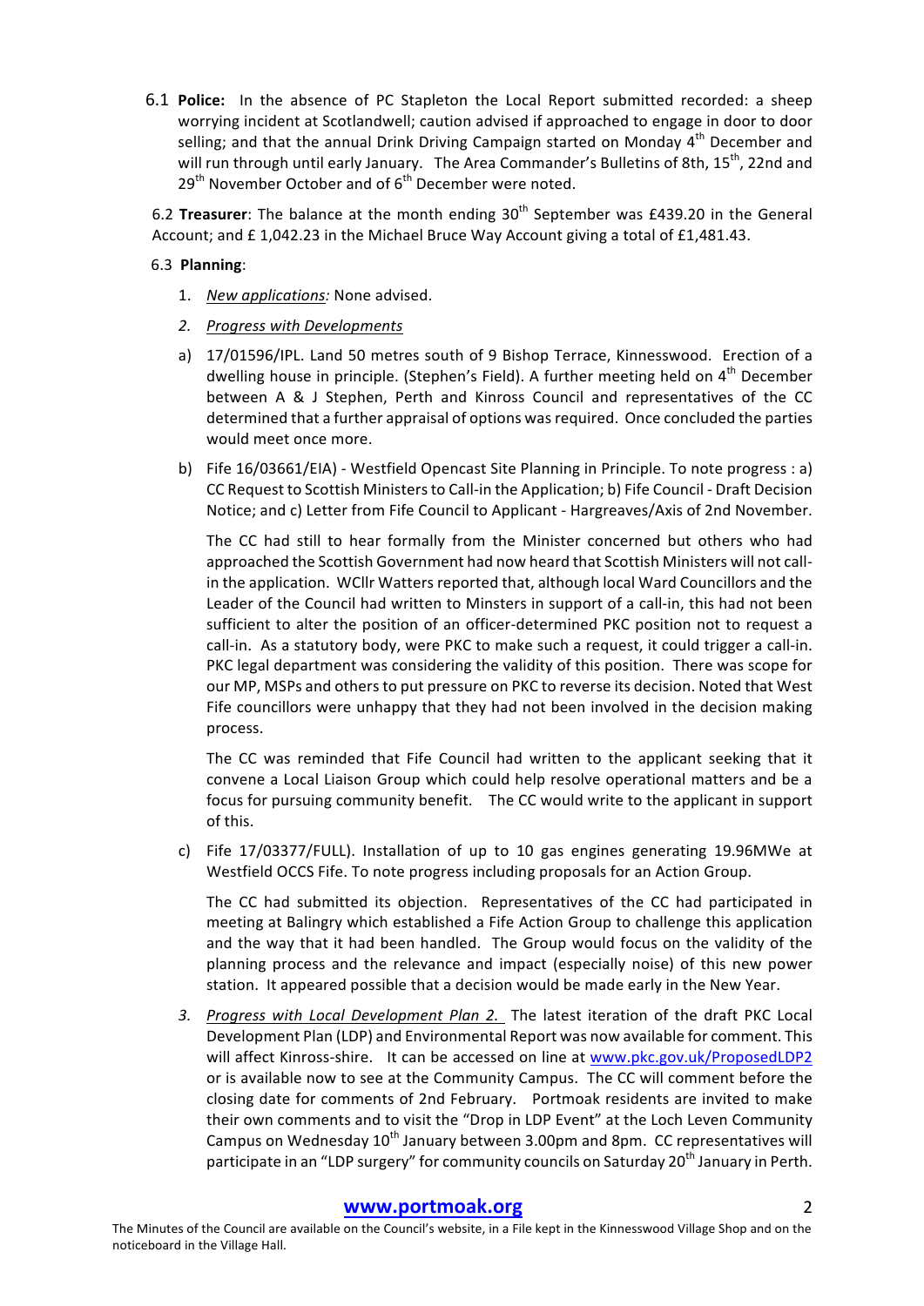6.1 **Police:** In the absence of PC Stapleton the Local Report submitted recorded: a sheep worrying incident at Scotlandwell; caution advised if approached to engage in door to door selling; and that the annual Drink Driving Campaign started on Monday 4th December and will run through until early January. The Area Commander's Bulletins of 8th, 15th, 22nd and 29th November October and of 6th December were noted.

6.2 **Treasurer**: The balance at the month ending 30th September was £439.20 in the General Account; and £ 1,042.23 in the Michael Bruce Way Account giving a total of £1,481.43.

6.3 **Planning**:

1. *New applications:* None advised.
2. *Progress with Developments*

a) 17/01596/IPL. Land 50 metres south of 9 Bishop Terrace, Kinnesswood. Erection of a dwelling house in principle. (Stephen's Field). A further meeting held on 4th December between A & J Stephen, Perth and Kinross Council and representatives of the CC determined that a further appraisal of options was required. Once concluded the parties would meet once more.

b) Fife 16/03661/EIA) - Westfield Opencast Site Planning in Principle. To note progress : a) CC Request to Scottish Ministers to Call-in the Application; b) Fife Council - Draft Decision Notice; and c) Letter from Fife Council to Applicant - Hargreaves/Axis of 2nd November.

The CC had still to hear formally from the Minister concerned but others who had approached the Scottish Government had now heard that Scottish Ministers will not call-in the application. WCllr Watters reported that, although local Ward Councillors and the Leader of the Council had written to Minsters in support of a call-in, this had not been sufficient to alter the position of an officer-determined PKC position not to request a call-in. As a statutory body, were PKC to make such a request, it could trigger a call-in. PKC legal department was considering the validity of this position. There was scope for our MP, MSPs and others to put pressure on PKC to reverse its decision. Noted that West Fife councillors were unhappy that they had not been involved in the decision making process.

The CC was reminded that Fife Council had written to the applicant seeking that it convene a Local Liaison Group which could help resolve operational matters and be a focus for pursuing community benefit. The CC would write to the applicant in support of this.

c) Fife 17/03377/FULL). Installation of up to 10 gas engines generating 19.96MWe at Westfield OCCS Fife. To note progress including proposals for an Action Group.

The CC had submitted its objection. Representatives of the CC had participated in meeting at Balingry which established a Fife Action Group to challenge this application and the way that it had been handled. The Group would focus on the validity of the planning process and the relevance and impact (especially noise) of this new power station. It appeared possible that a decision would be made early in the New Year.

3. *Progress with Local Development Plan 2.* The latest iteration of the draft PKC Local Development Plan (LDP) and Environmental Report was now available for comment. This will affect Kinross-shire. It can be accessed on line at www.pkc.gov.uk/ProposedLDP2 or is available now to see at the Community Campus. The CC will comment before the closing date for comments of 2nd February. Portmoak residents are invited to make their own comments and to visit the "Drop in LDP Event" at the Loch Leven Community Campus on Wednesday 10th January between 3.00pm and 8pm. CC representatives will participate in an "LDP surgery" for community councils on Saturday 20th January in Perth.

**www.portmoak.org**

The Minutes of the Council are available on the Council's website, in a File kept in the Kinnesswood Village Shop and on the noticeboard in the Village Hall.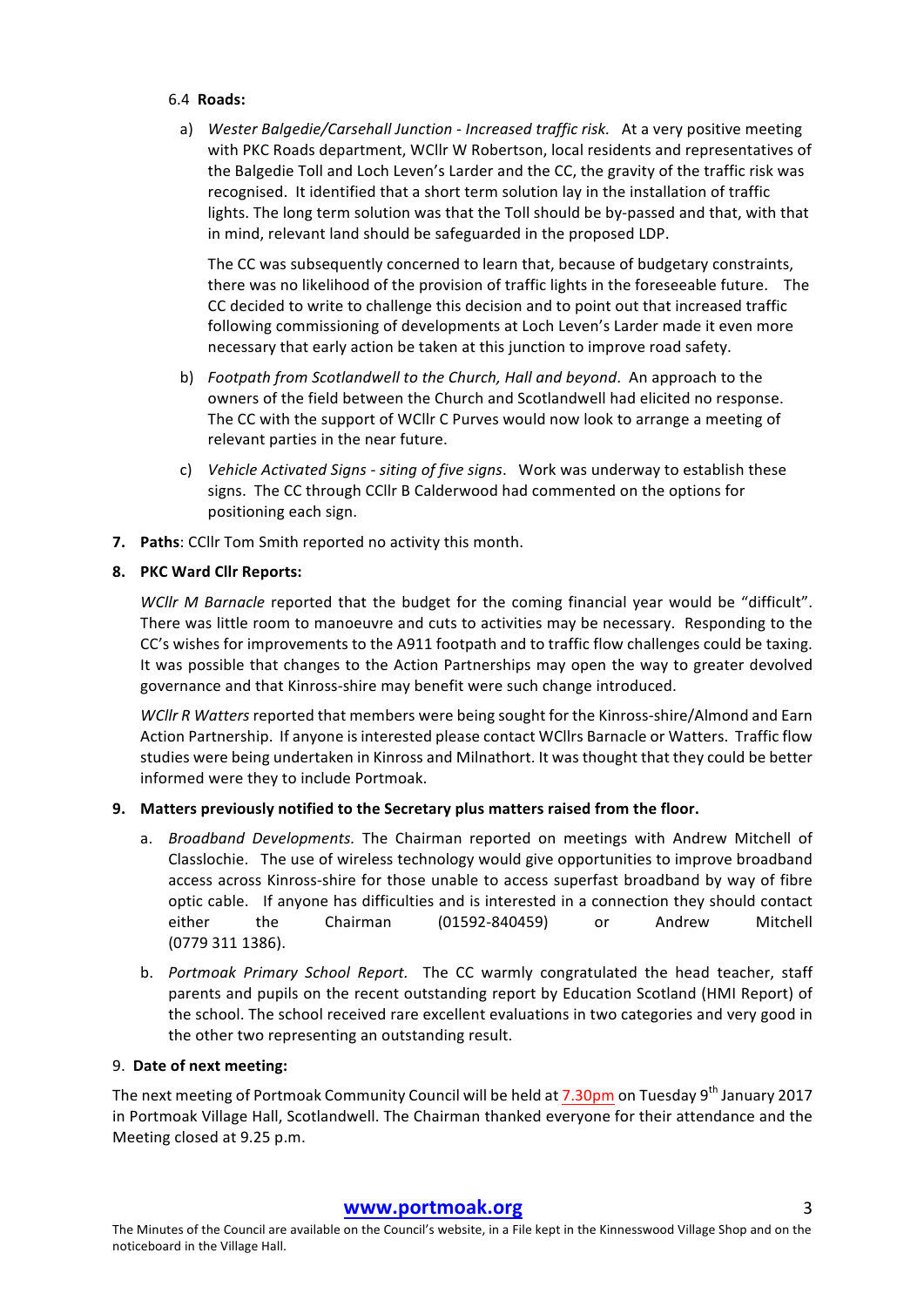6.4 **Roads:**

a) *Wester Balgedie/Carsehall Junction - Increased traffic risk.* At a very positive meeting with PKC Roads department, WCllr W Robertson, local residents and representatives of the Balgedie Toll and Loch Leven's Larder and the CC, the gravity of the traffic risk was recognised. It identified that a short term solution lay in the installation of traffic lights. The long term solution was that the Toll should be by-passed and that, with that in mind, relevant land should be safeguarded in the proposed LDP.

   The CC was subsequently concerned to learn that, because of budgetary constraints, there was no likelihood of the provision of traffic lights in the foreseeable future. The CC decided to write to challenge this decision and to point out that increased traffic following commissioning of developments at Loch Leven's Larder made it even more necessary that early action be taken at this junction to improve road safety.

b) *Footpath from Scotlandwell to the Church, Hall and beyond*. An approach to the owners of the field between the Church and Scotlandwell had elicited no response. The CC with the support of WCllr C Purves would now look to arrange a meeting of relevant parties in the near future.

c) *Vehicle Activated Signs - siting of five signs*. Work was underway to establish these signs. The CC through CCllr B Calderwood had commented on the options for positioning each sign.

**7. Paths**: CCllr Tom Smith reported no activity this month.

**8. PKC Ward Cllr Reports:**

*WCllr M Barnacle* reported that the budget for the coming financial year would be "difficult". There was little room to manoeuvre and cuts to activities may be necessary. Responding to the CC's wishes for improvements to the A911 footpath and to traffic flow challenges could be taxing. It was possible that changes to the Action Partnerships may open the way to greater devolved governance and that Kinross-shire may benefit were such change introduced.

*WCllr R Watters* reported that members were being sought for the Kinross-shire/Almond and Earn Action Partnership. If anyone is interested please contact WCllrs Barnacle or Watters. Traffic flow studies were being undertaken in Kinross and Milnathort. It was thought that they could be better informed were they to include Portmoak.

**9. Matters previously notified to the Secretary plus matters raised from the floor.**

a. *Broadband Developments.* The Chairman reported on meetings with Andrew Mitchell of Classlochie. The use of wireless technology would give opportunities to improve broadband access across Kinross-shire for those unable to access superfast broadband by way of fibre optic cable. If anyone has difficulties and is interested in a connection they should contact either the Chairman (01592-840459) or Andrew Mitchell (0779 311 1386).

b. *Portmoak Primary School Report.* The CC warmly congratulated the head teacher, staff parents and pupils on the recent outstanding report by Education Scotland (HMI Report) of the school. The school received rare excellent evaluations in two categories and very good in the other two representing an outstanding result.

9. **Date of next meeting:**

The next meeting of Portmoak Community Council will be held at 7.30pm on Tuesday 9th January 2017 in Portmoak Village Hall, Scotlandwell. The Chairman thanked everyone for their attendance and the Meeting closed at 9.25 p.m.

**www.portmoak.org**

The Minutes of the Council are available on the Council's website, in a File kept in the Kinnesswood Village Shop and on the noticeboard in the Village Hall.